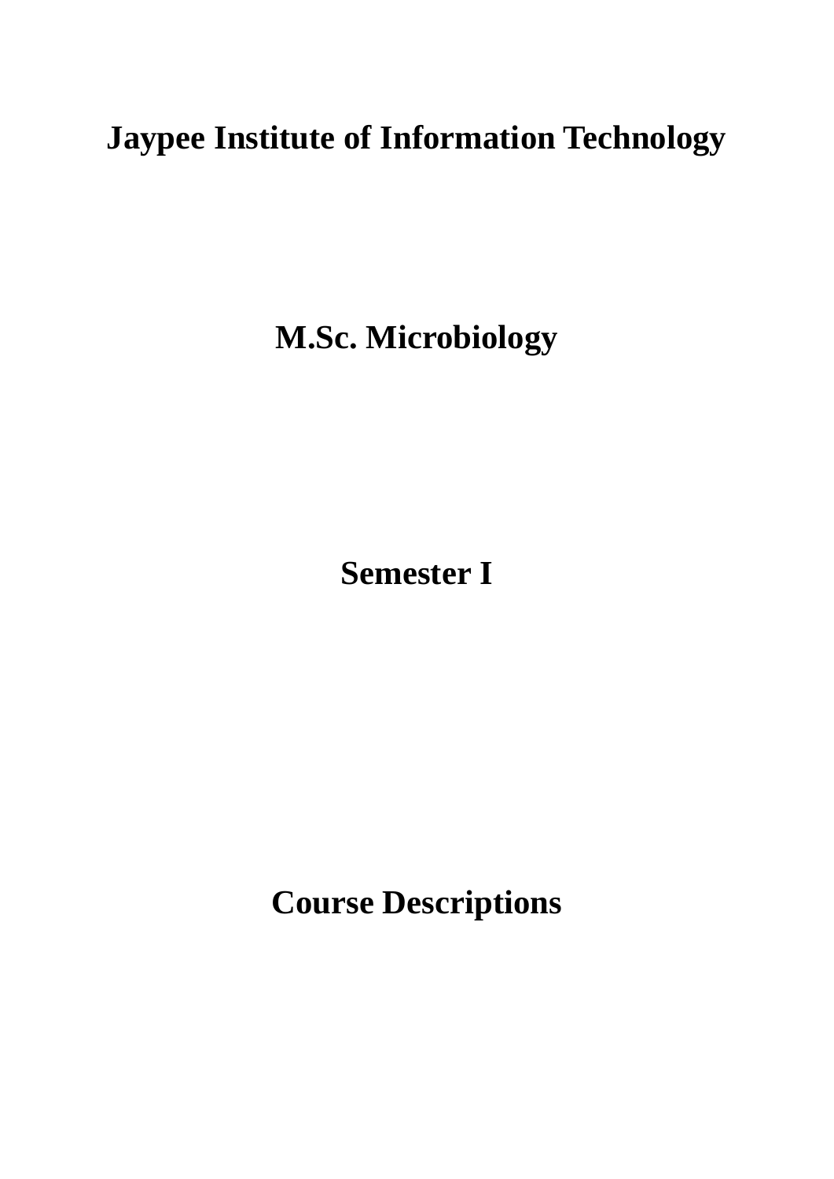# Jaypee Institute of Information Technology

# M.Sc. Microbiology

# Semester I

# Course Descriptions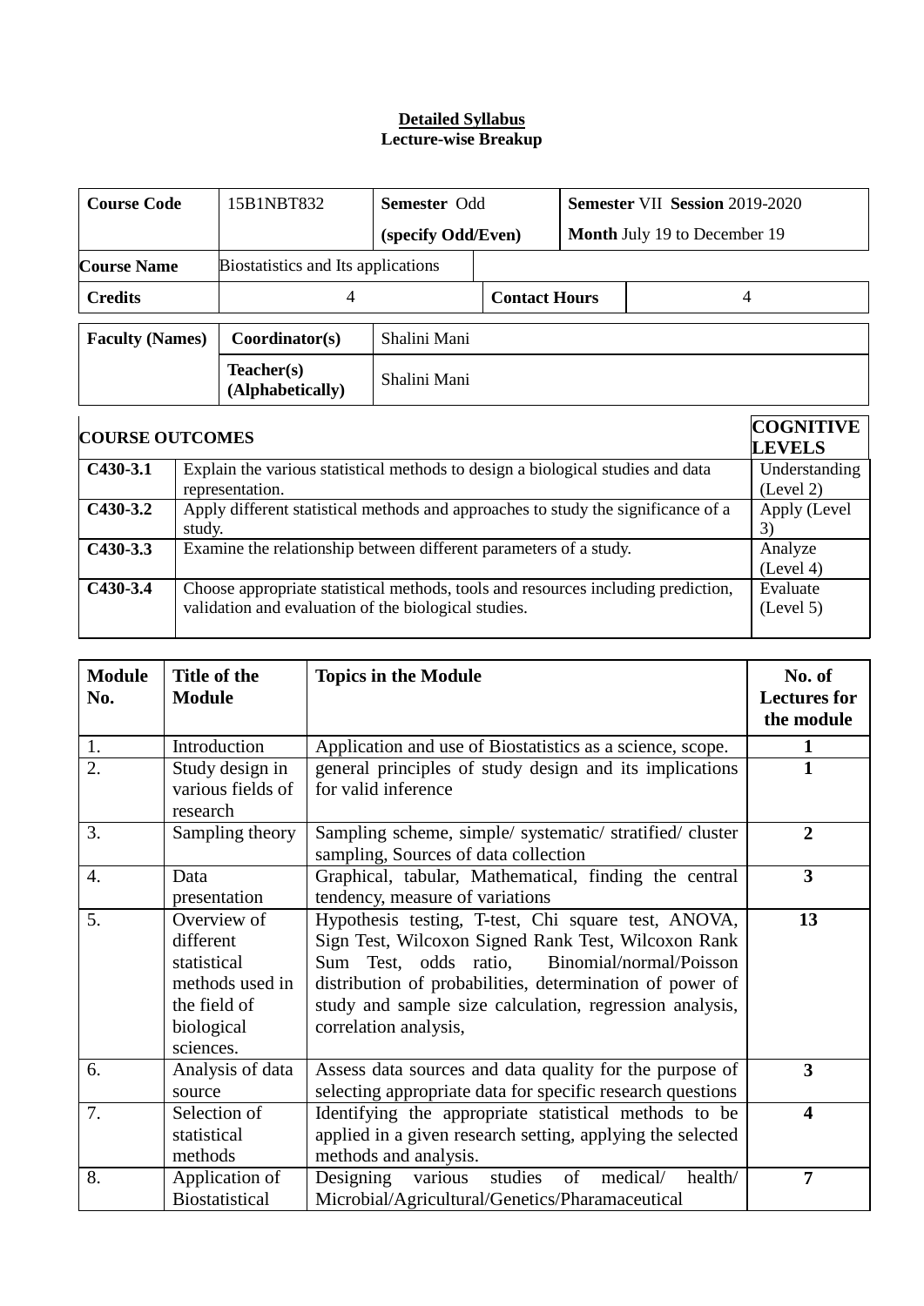**Detailed Syllabus**
**Lecture-wise Breakup**

| **Course Code** | 15B1NBT832 | **Semester** Odd (specify Odd/Even) | **Semester** VII **Session** 2019-2020 **Month** July 19 to December 19 |
|---|---|---|---|
| **Course Name** | Biostatistics and Its applications | | |
| **Credits** | 4 | **Contact Hours** | 4 |

| **Faculty (Names)** | **Coordinator(s)** | Shalini Mani |
|---|---|---|
| | **Teacher(s) (Alphabetically)** | Shalini Mani |

| **COURSE OUTCOMES** | | **COGNITIVE LEVELS** |
|---|---|---|
| **C430-3.1** | Explain the various statistical methods to design a biological studies and data representation. | Understanding (Level 2) |
| **C430-3.2** | Apply different statistical methods and approaches to study the significance of a study. | Apply (Level 3) |
| **C430-3.3** | Examine the relationship between different parameters of a study. | Analyze (Level 4) |
| **C430-3.4** | Choose appropriate statistical methods, tools and resources including prediction, validation and evaluation of the biological studies. | Evaluate (Level 5) |

| **Module No.** | **Title of the Module** | **Topics in the Module** | **No. of Lectures for the module** |
|---|---|---|---|
| 1. | Introduction | Application and use of Biostatistics as a science, scope. | **1** |
| 2. | Study design in various fields of research | general principles of study design and its implications for valid inference | **1** |
| 3. | Sampling theory | Sampling scheme, simple/ systematic/ stratified/ cluster sampling, Sources of data collection | **2** |
| 4. | Data presentation | Graphical, tabular, Mathematical, finding the central tendency, measure of variations | **3** |
| 5. | Overview of different statistical methods used in the field of biological sciences. | Hypothesis testing, T-test, Chi square test, ANOVA, Sign Test, Wilcoxon Signed Rank Test, Wilcoxon Rank Sum Test, odds ratio, Binomial/normal/Poisson distribution of probabilities, determination of power of study and sample size calculation, regression analysis, correlation analysis, | **13** |
| 6. | Analysis of data source | Assess data sources and data quality for the purpose of selecting appropriate data for specific research questions | **3** |
| 7. | Selection of statistical methods | Identifying the appropriate statistical methods to be applied in a given research setting, applying the selected methods and analysis. | **4** |
| 8. | Application of Biostatistical | Designing various studies of medical/ health/ Microbial/Agricultural/Genetics/Pharamaceutical | **7** |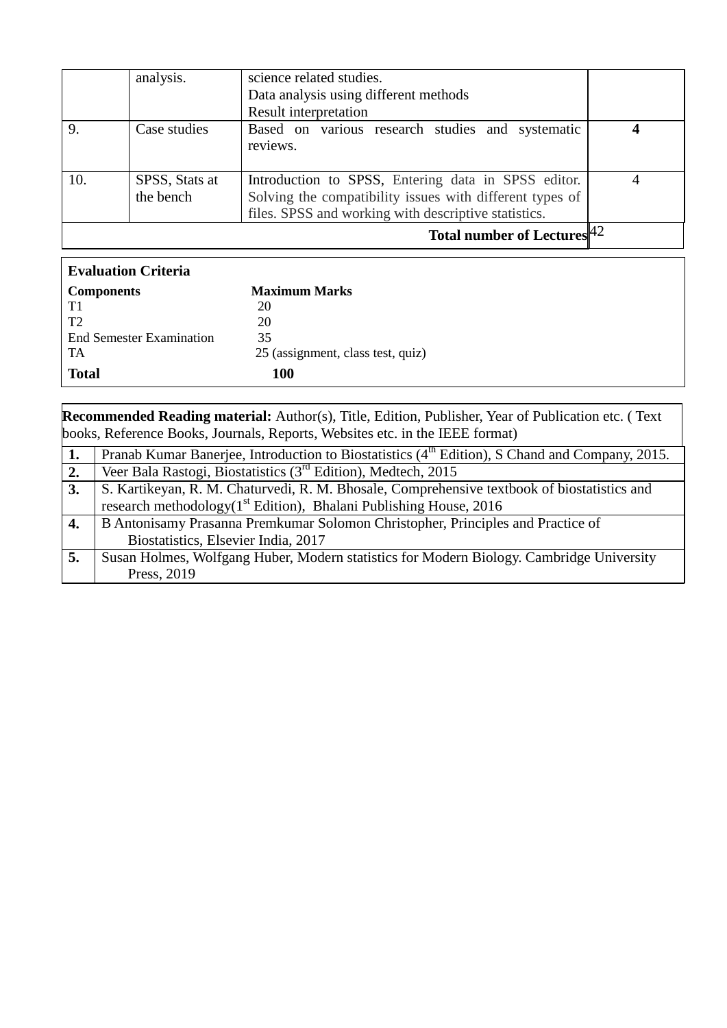|  | analysis. | science related studies.<br>Data analysis using different methods<br>Result interpretation |  |
|---|---|---|---|
| 9. | Case studies | Based on various research studies and systematic reviews. | **4** |
| 10. | SPSS, Stats at the bench | Introduction to SPSS, Entering data in SPSS editor. Solving the compatibility issues with different types of files. SPSS and working with descriptive statistics. | 4 |
| **Total number of Lectures** | | | 42 |

**Evaluation Criteria**

| **Components** | **Maximum Marks** |
|---|---|
| T1 | 20 |
| T2 | 20 |
| End Semester Examination | 35 |
| TA | 25 (assignment, class test, quiz) |
| **Total** | **100** |

**Recommended Reading material:** Author(s), Title, Edition, Publisher, Year of Publication etc. ( Text books, Reference Books, Journals, Reports, Websites etc. in the IEEE format)

| | |
|---|---|
| **1.** | Pranab Kumar Banerjee, Introduction to Biostatistics (4th Edition), S Chand and Company, 2015. |
| **2.** | Veer Bala Rastogi, Biostatistics (3rd Edition), Medtech, 2015 |
| **3.** | S. Kartikeyan, R. M. Chaturvedi, R. M. Bhosale, Comprehensive textbook of biostatistics and research methodology(1st Edition), Bhalani Publishing House, 2016 |
| **4.** | B Antonisamy Prasanna Premkumar Solomon Christopher, Principles and Practice of Biostatistics, Elsevier India, 2017 |
| **5.** | Susan Holmes, Wolfgang Huber, Modern statistics for Modern Biology. Cambridge University Press, 2019 |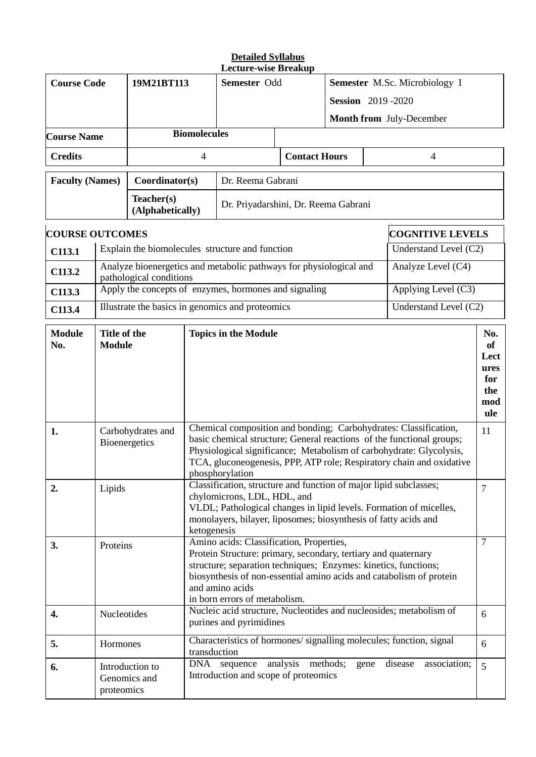**Detailed Syllabus**

**Lecture-wise Breakup**

| **Course Code** | **19M21BT113** | **Semester** Odd | **Semester** M.Sc. Microbiology I<br>**Session** 2019 -2020<br>**Month from** July-December |
|---|---|---|---|
| **Course Name** | **Biomolecules** | | |
| **Credits** | 4 | **Contact Hours** | 4 |

| **Faculty (Names)** | **Coordinator(s)** | Dr. Reema Gabrani |
|---|---|---|
| | **Teacher(s) (Alphabetically)** | Dr. Priyadarshini, Dr. Reema Gabrani |

| **COURSE OUTCOMES** | | **COGNITIVE LEVELS** |
|---|---|---|
| **C113.1** | Explain the biomolecules structure and function | Understand Level (C2) |
| **C113.2** | Analyze bioenergetics and metabolic pathways for physiological and pathological conditions | Analyze Level (C4) |
| **C113.3** | Apply the concepts of enzymes, hormones and signaling | Applying Level (C3) |
| **C113.4** | Illustrate the basics in genomics and proteomics | Understand Level (C2) |

| **Module No.** | **Title of the Module** | **Topics in the Module** | **No. of Lectures for the module** |
|---|---|---|---|
| **1.** | Carbohydrates and Bioenergetics | Chemical composition and bonding; Carbohydrates: Classification, basic chemical structure; General reactions of the functional groups; Physiological significance; Metabolism of carbohydrate: Glycolysis, TCA, gluconeogenesis, PPP, ATP role; Respiratory chain and oxidative phosphorylation | 11 |
| **2.** | Lipids | Classification, structure and function of major lipid subclasses; chylomicrons, LDL, HDL, and VLDL; Pathological changes in lipid levels. Formation of micelles, monolayers, bilayer, liposomes; biosynthesis of fatty acids and ketogenesis | 7 |
| **3.** | Proteins | Amino acids: Classification, Properties, Protein Structure: primary, secondary, tertiary and quaternary structure; separation techniques; Enzymes: kinetics, functions; biosynthesis of non-essential amino acids and catabolism of protein and amino acids in born errors of metabolism. | 7 |
| **4.** | Nucleotides | Nucleic acid structure, Nucleotides and nucleosides; metabolism of purines and pyrimidines | 6 |
| **5.** | Hormones | Characteristics of hormones/ signalling molecules; function, signal transduction | 6 |
| **6.** | Introduction to Genomics and proteomics | DNA sequence analysis methods; gene disease association; Introduction and scope of proteomics | 5 |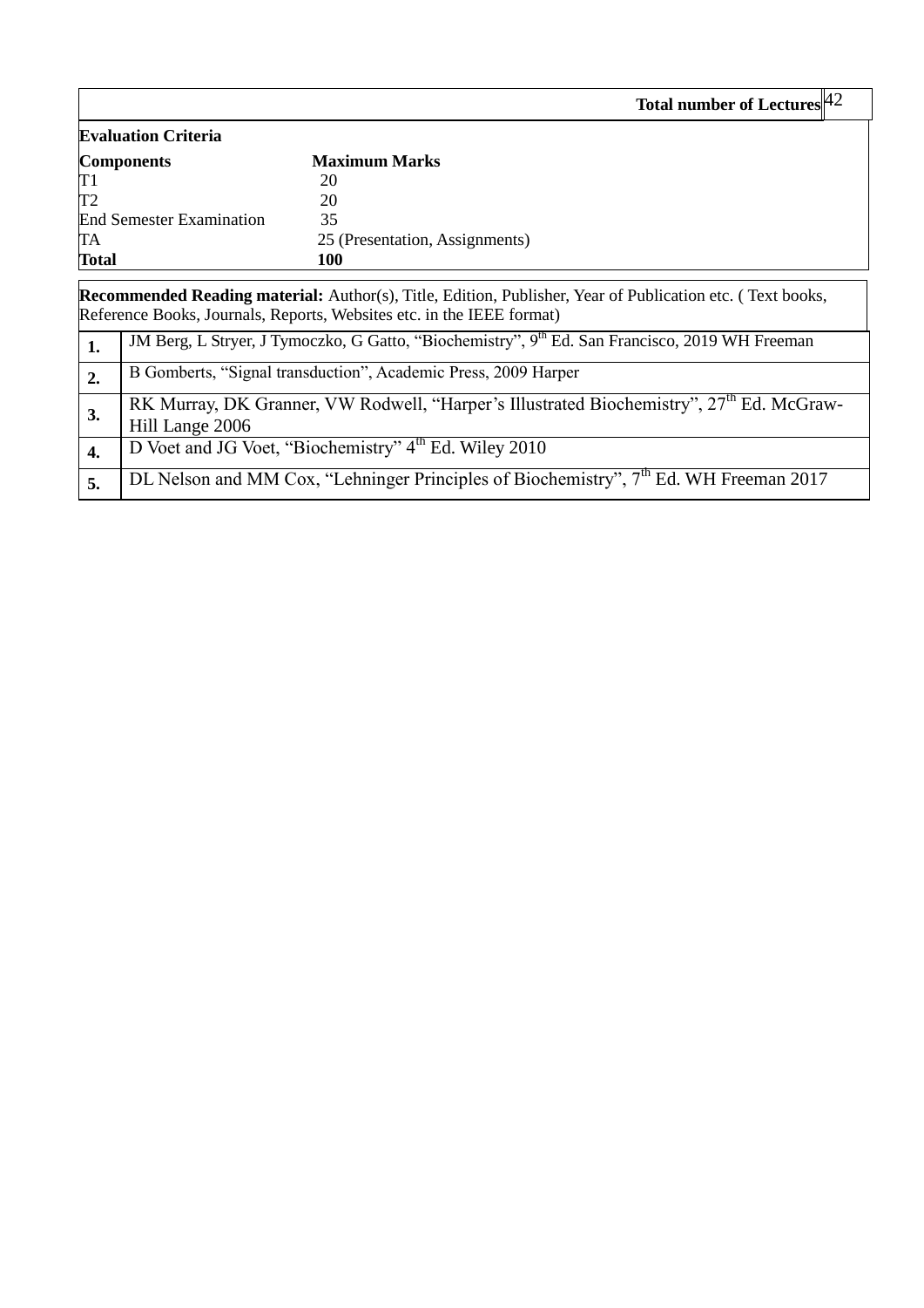| Total number of Lectures | 42 |
|---|---|

**Evaluation Criteria**

| **Components** | **Maximum Marks** |
|---|---|
| T1 | 20 |
| T2 | 20 |
| End Semester Examination | 35 |
| TA | 25 (Presentation, Assignments) |
| **Total** | **100** |

**Recommended Reading material:** Author(s), Title, Edition, Publisher, Year of Publication etc. ( Text books, Reference Books, Journals, Reports, Websites etc. in the IEEE format)

| | |
|---|---|
| **1.** | JM Berg, L Stryer, J Tymoczko, G Gatto, "Biochemistry", 9th Ed. San Francisco, 2019 WH Freeman |
| **2.** | B Gomberts, "Signal transduction", Academic Press, 2009 Harper |
| **3.** | RK Murray, DK Granner, VW Rodwell, "Harper's Illustrated Biochemistry", 27th Ed. McGraw-Hill Lange 2006 |
| **4.** | D Voet and JG Voet, "Biochemistry" 4th Ed. Wiley 2010 |
| **5.** | DL Nelson and MM Cox, "Lehninger Principles of Biochemistry", 7th Ed. WH Freeman 2017 |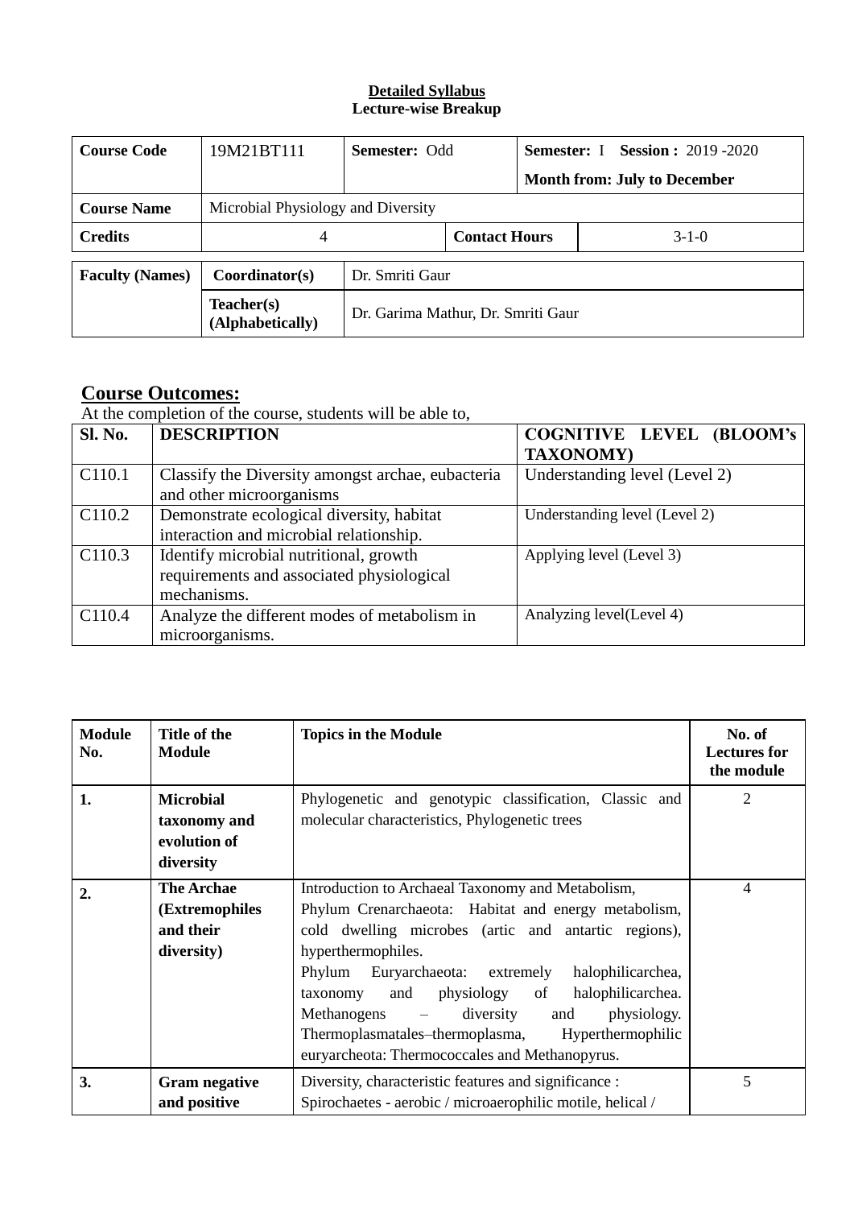**Detailed Syllabus**
**Lecture-wise Breakup**

| **Course Code** | 19M21BT111 | **Semester:** Odd | | **Semester:** I **Session :** 2019 -2020<br>**Month from: July to December** |
|---|---|---|---|---|
| **Course Name** | Microbial Physiology and Diversity | | | |
| **Credits** | 4 | | **Contact Hours** | 3-1-0 |

| **Faculty (Names)** | **Coordinator(s)** | Dr. Smriti Gaur |
|---|---|---|
| | **Teacher(s) (Alphabetically)** | Dr. Garima Mathur, Dr. Smriti Gaur |

## Course Outcomes:

At the completion of the course, students will be able to,

| **Sl. No.** | **DESCRIPTION** | **COGNITIVE LEVEL (BLOOM's TAXONOMY)** |
|---|---|---|
| C110.1 | Classify the Diversity amongst archae, eubacteria and other microorganisms | Understanding level (Level 2) |
| C110.2 | Demonstrate ecological diversity, habitat interaction and microbial relationship. | Understanding level (Level 2) |
| C110.3 | Identify microbial nutritional, growth requirements and associated physiological mechanisms. | Applying level (Level 3) |
| C110.4 | Analyze the different modes of metabolism in microorganisms. | Analyzing level(Level 4) |

| **Module No.** | **Title of the Module** | **Topics in the Module** | **No. of Lectures for the module** |
|---|---|---|---|
| **1.** | **Microbial taxonomy and evolution of diversity** | Phylogenetic and genotypic classification, Classic and molecular characteristics, Phylogenetic trees | 2 |
| **2.** | **The Archae (Extremophiles and their diversity)** | Introduction to Archaeal Taxonomy and Metabolism, Phylum Crenarchaeota: Habitat and energy metabolism, cold dwelling microbes (artic and antartic regions), hyperthermophiles. Phylum Euryarchaeota: extremely halophilicarchea, taxonomy and physiology of halophilicarchea. Methanogens – diversity and physiology. Thermoplasmatales–thermoplasma, Hyperthermophilic euryarcheota: Thermococcales and Methanopyrus. | 4 |
| **3.** | **Gram negative and positive** | Diversity, characteristic features and significance : Spirochaetes - aerobic / microaerophilic motile, helical / | 5 |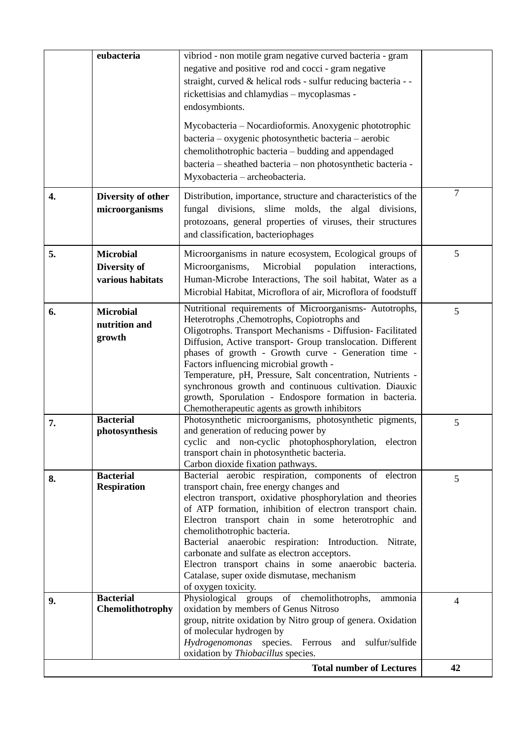|  |  |  |  |
|---|---|---|---|
|  | **eubacteria** | vibriod - non motile gram negative curved bacteria - gram negative and positive rod and cocci - gram negative straight, curved & helical rods - sulfur reducing bacteria - - rickettisias and chlamydias – mycoplasmas - endosymbionts.<br><br>Mycobacteria – Nocardioformis. Anoxygenic phototrophic bacteria – oxygenic photosynthetic bacteria – aerobic chemolithotrophic bacteria – budding and appendaged bacteria – sheathed bacteria – non photosynthetic bacteria - Myxobacteria – archeobacteria. |  |
| **4.** | **Diversity of other microorganisms** | Distribution, importance, structure and characteristics of the fungal divisions, slime molds, the algal divisions, protozoans, general properties of viruses, their structures and classification, bacteriophages | 7 |
| **5.** | **Microbial Diversity of various habitats** | Microorganisms in nature ecosystem, Ecological groups of Microorganisms, Microbial population interactions, Human-Microbe Interactions, The soil habitat, Water as a Microbial Habitat, Microflora of air, Microflora of foodstuff | 5 |
| **6.** | **Microbial nutrition and growth** | Nutritional requirements of Microorganisms- Autotrophs, Heterotrophs ,Chemotrophs, Copiotrophs and Oligotrophs. Transport Mechanisms - Diffusion- Facilitated Diffusion, Active transport- Group translocation. Different phases of growth - Growth curve - Generation time - Factors influencing microbial growth - Temperature, pH, Pressure, Salt concentration, Nutrients - synchronous growth and continuous cultivation. Diauxic growth, Sporulation - Endospore formation in bacteria. Chemotherapeutic agents as growth inhibitors | 5 |
| **7.** | **Bacterial photosynthesis** | Photosynthetic microorganisms, photosynthetic pigments, and generation of reducing power by cyclic and non-cyclic photophosphorylation, electron transport chain in photosynthetic bacteria. Carbon dioxide fixation pathways. | 5 |
| **8.** | **Bacterial Respiration** | Bacterial aerobic respiration, components of electron transport chain, free energy changes and electron transport, oxidative phosphorylation and theories of ATP formation, inhibition of electron transport chain. Electron transport chain in some heterotrophic and chemolithotrophic bacteria. Bacterial anaerobic respiration: Introduction. Nitrate, carbonate and sulfate as electron acceptors. Electron transport chains in some anaerobic bacteria. Catalase, super oxide dismutase, mechanism of oxygen toxicity. | 5 |
| **9.** | **Bacterial Chemolithotrophy** | Physiological groups of chemolithotrophs, ammonia oxidation by members of Genus Nitroso group, nitrite oxidation by Nitro group of genera. Oxidation of molecular hydrogen by *Hydrogenomonas* species. Ferrous and sulfur/sulfide oxidation by *Thiobacillus* species. | 4 |
|  |  | **Total number of Lectures** | **42** |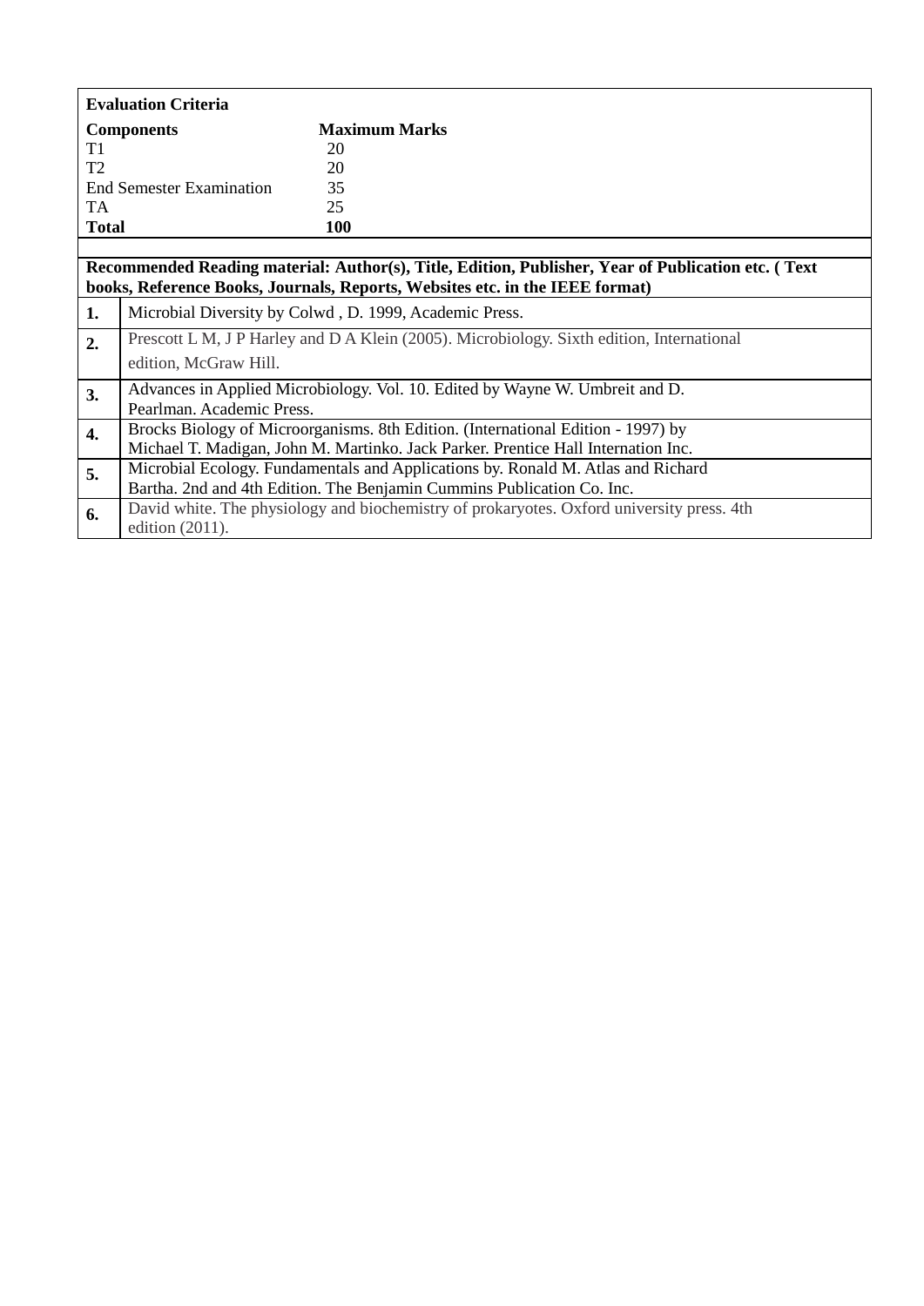**Evaluation Criteria**

| **Components** | **Maximum Marks** |
|---|---|
| T1 | 20 |
| T2 | 20 |
| End Semester Examination | 35 |
| TA | 25 |
| **Total** | **100** |

**Recommended Reading material: Author(s), Title, Edition, Publisher, Year of Publication etc. ( Text books, Reference Books, Journals, Reports, Websites etc. in the IEEE format)**

| | |
|---|---|
| **1.** | Microbial Diversity by Colwd , D. 1999, Academic Press. |
| **2.** | Prescott L M, J P Harley and D A Klein (2005). Microbiology. Sixth edition, International edition, McGraw Hill. |
| **3.** | Advances in Applied Microbiology. Vol. 10. Edited by Wayne W. Umbreit and D. Pearlman. Academic Press. |
| **4.** | Brocks Biology of Microorganisms. 8th Edition. (International Edition - 1997) by Michael T. Madigan, John M. Martinko. Jack Parker. Prentice Hall Internation Inc. |
| **5.** | Microbial Ecology. Fundamentals and Applications by. Ronald M. Atlas and Richard Bartha. 2nd and 4th Edition. The Benjamin Cummins Publication Co. Inc. |
| **6.** | David white. The physiology and biochemistry of prokaryotes. Oxford university press. 4th edition (2011). |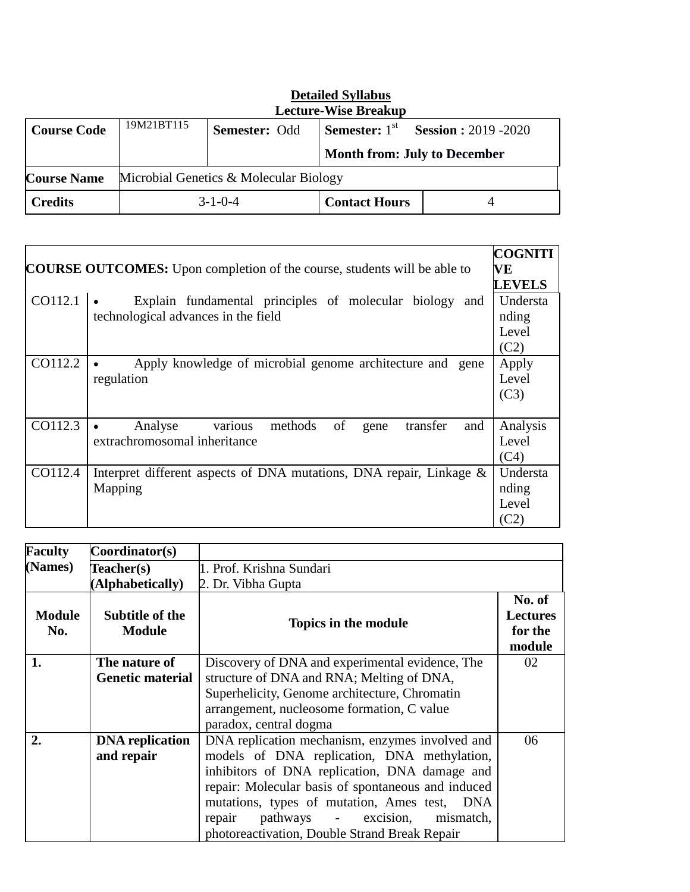**Detailed Syllabus**

**Lecture-Wise Breakup**

| **Course Code** | 19M21BT115 | **Semester:** Odd | **Semester:** 1[st] **Session :** 2019 -2020<br>**Month from: July to December** | |
|---|---|---|---|---|
| **Course Name** | Microbial Genetics & Molecular Biology | | | |
| **Credits** | 3-1-0-4 | | **Contact Hours** | 4 |

| **COURSE OUTCOMES:** Upon completion of the course, students will be able to | | **COGNITIVE LEVELS** |
|---|---|---|
| CO112.1 | • Explain fundamental principles of molecular biology and technological advances in the field | Understanding Level (C2) |
| CO112.2 | • Apply knowledge of microbial genome architecture and gene regulation | Apply Level (C3) |
| CO112.3 | • Analyse various methods of gene transfer and extrachromosomal inheritance | Analysis Level (C4) |
| CO112.4 | Interpret different aspects of DNA mutations, DNA repair, Linkage & Mapping | Understanding Level (C2) |

| **Faculty (Names)** | **Coordinator(s)** | | |
|---|---|---|---|
| | **Teacher(s) (Alphabetically)** | 1. Prof. Krishna Sundari<br>2. Dr. Vibha Gupta | |
| **Module No.** | **Subtitle of the Module** | **Topics in the module** | **No. of Lectures for the module** |
| **1.** | **The nature of Genetic material** | Discovery of DNA and experimental evidence, The structure of DNA and RNA; Melting of DNA, Superhelicity, Genome architecture, Chromatin arrangement, nucleosome formation, C value paradox, central dogma | 02 |
| **2.** | **DNA replication and repair** | DNA replication mechanism, enzymes involved and models of DNA replication, DNA methylation, inhibitors of DNA replication, DNA damage and repair: Molecular basis of spontaneous and induced mutations, types of mutation, Ames test, DNA repair pathways - excision, mismatch, photoreactivation, Double Strand Break Repair | 06 |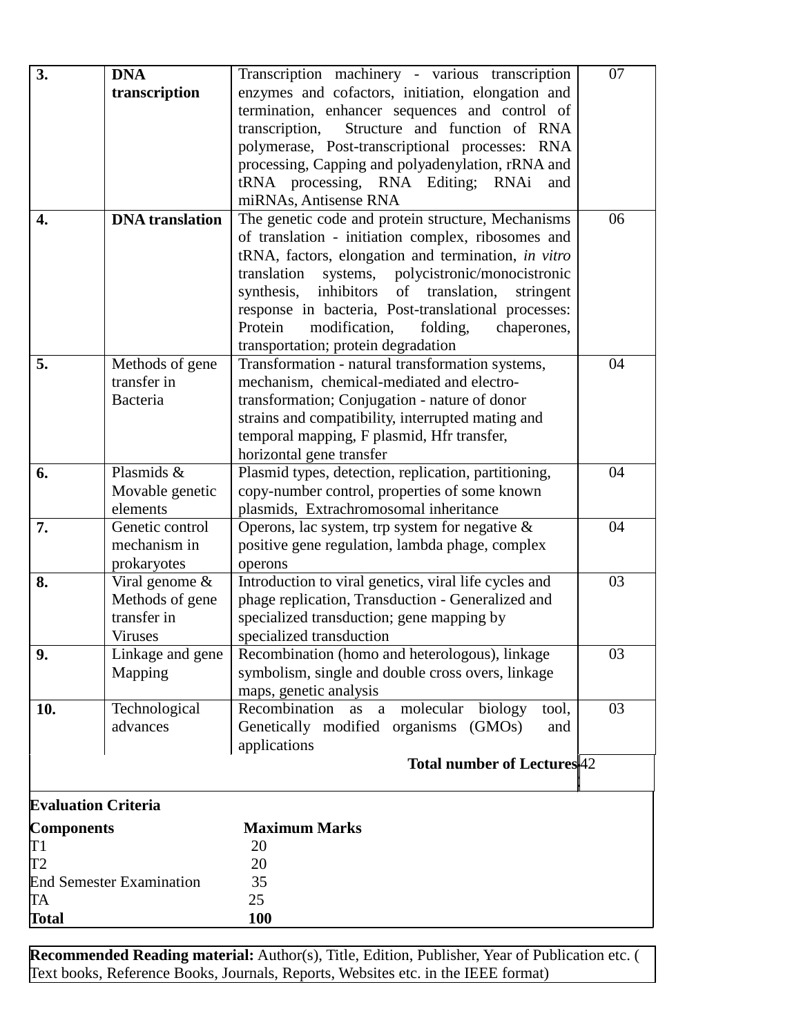| 3. | **DNA transcription** | Transcription machinery - various transcription enzymes and cofactors, initiation, elongation and termination, enhancer sequences and control of transcription, Structure and function of RNA polymerase, Post-transcriptional processes: RNA processing, Capping and polyadenylation, rRNA and tRNA processing, RNA Editing; RNAi and miRNAs, Antisense RNA | 07 |
|---|---|---|---|
| 4. | **DNA translation** | The genetic code and protein structure, Mechanisms of translation - initiation complex, ribosomes and tRNA, factors, elongation and termination, *in vitro* translation systems, polycistronic/monocistronic synthesis, inhibitors of translation, stringent response in bacteria, Post-translational processes: Protein modification, folding, chaperones, transportation; protein degradation | 06 |
| 5. | Methods of gene transfer in Bacteria | Transformation - natural transformation systems, mechanism, chemical-mediated and electro-transformation; Conjugation - nature of donor strains and compatibility, interrupted mating and temporal mapping, F plasmid, Hfr transfer, horizontal gene transfer | 04 |
| 6. | Plasmids & Movable genetic elements | Plasmid types, detection, replication, partitioning, copy-number control, properties of some known plasmids, Extrachromosomal inheritance | 04 |
| 7. | Genetic control mechanism in prokaryotes | Operons, lac system, trp system for negative & positive gene regulation, lambda phage, complex operons | 04 |
| 8. | Viral genome & Methods of gene transfer in Viruses | Introduction to viral genetics, viral life cycles and phage replication, Transduction - Generalized and specialized transduction; gene mapping by specialized transduction | 03 |
| 9. | Linkage and gene Mapping | Recombination (homo and heterologous), linkage symbolism, single and double cross overs, linkage maps, genetic analysis | 03 |
| 10. | Technological advances | Recombination as a molecular biology tool, Genetically modified organisms (GMOs) and applications | 03 |
| | | **Total number of Lectures** | 42 |

**Evaluation Criteria**

| **Components** | **Maximum Marks** |
|---|---|
| T1 | 20 |
| T2 | 20 |
| End Semester Examination | 35 |
| TA | 25 |
| **Total** | **100** |

**Recommended Reading material:** Author(s), Title, Edition, Publisher, Year of Publication etc. ( Text books, Reference Books, Journals, Reports, Websites etc. in the IEEE format)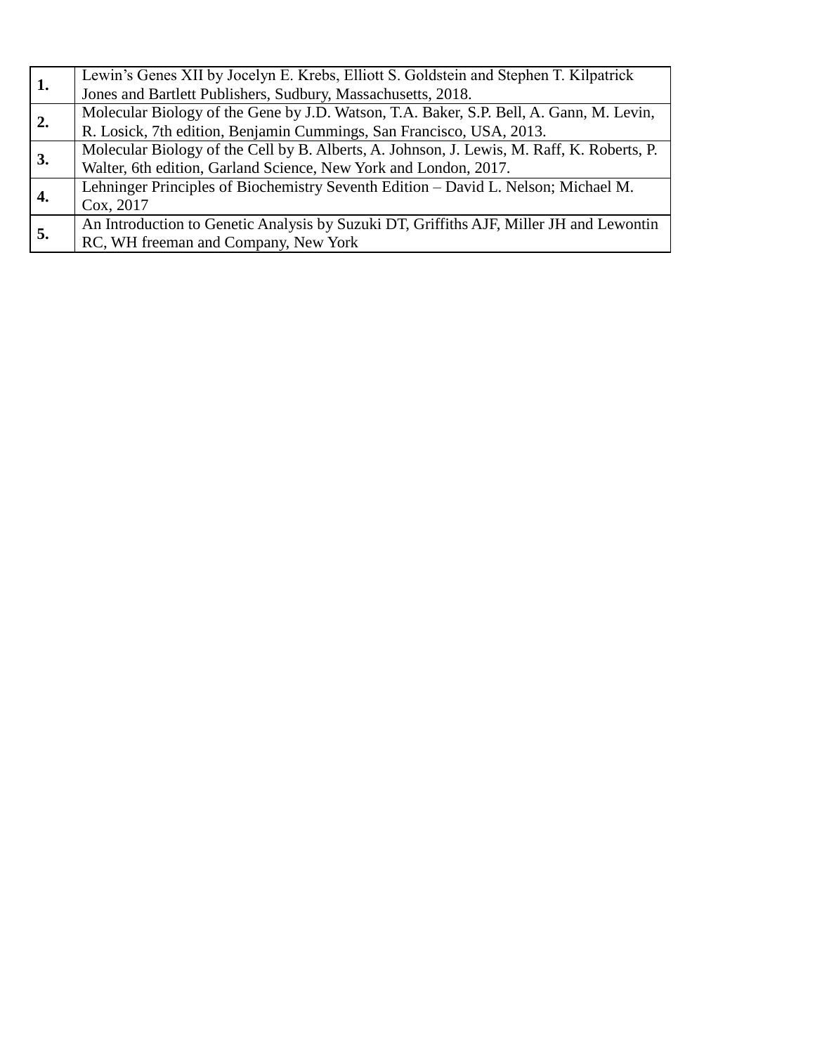| | |
|---|---|
| **1.** | Lewin’s Genes XII by Jocelyn E. Krebs, Elliott S. Goldstein and Stephen T. Kilpatrick Jones and Bartlett Publishers, Sudbury, Massachusetts, 2018. |
| **2.** | Molecular Biology of the Gene by J.D. Watson, T.A. Baker, S.P. Bell, A. Gann, M. Levin, R. Losick, 7th edition, Benjamin Cummings, San Francisco, USA, 2013. |
| **3.** | Molecular Biology of the Cell by B. Alberts, A. Johnson, J. Lewis, M. Raff, K. Roberts, P. Walter, 6th edition, Garland Science, New York and London, 2017. |
| **4.** | Lehninger Principles of Biochemistry Seventh Edition – David L. Nelson; Michael M. Cox, 2017 |
| **5.** | An Introduction to Genetic Analysis by Suzuki DT, Griffiths AJF, Miller JH and Lewontin RC, WH freeman and Company, New York |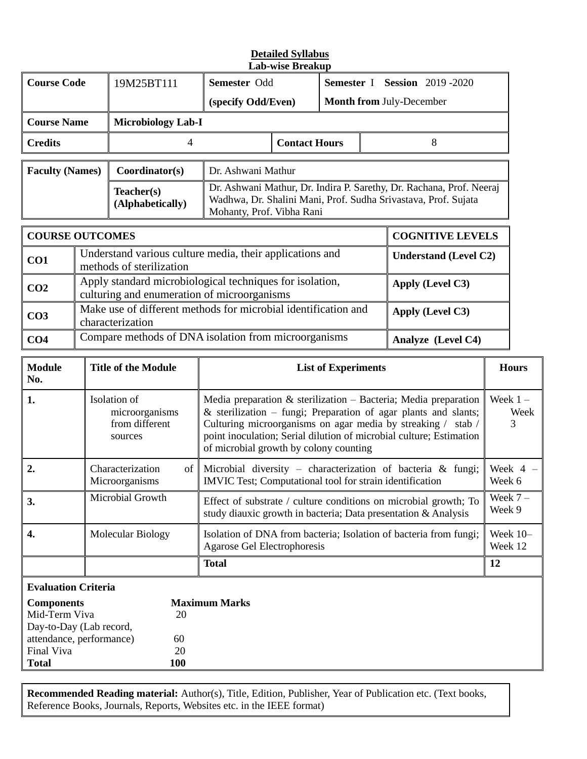**Detailed Syllabus**

**Lab-wise Breakup**

| **Course Code** | 19M25BT111 | **Semester** Odd (specify Odd/Even) | **Semester** I **Session** 2019 -2020 **Month from** July-December |
|---|---|---|---|
| **Course Name** | **Microbiology Lab-I** | | |
| **Credits** | 4 | **Contact Hours** | 8 |

| **Faculty (Names)** | **Coordinator(s)** | Dr. Ashwani Mathur |
|---|---|---|
| | **Teacher(s) (Alphabetically)** | Dr. Ashwani Mathur, Dr. Indira P. Sarethy, Dr. Rachana, Prof. Neeraj Wadhwa, Dr. Shalini Mani, Prof. Sudha Srivastava, Prof. Sujata Mohanty, Prof. Vibha Rani |

| **COURSE OUTCOMES** | | **COGNITIVE LEVELS** |
|---|---|---|
| **CO1** | Understand various culture media, their applications and methods of sterilization | **Understand (Level C2)** |
| **CO2** | Apply standard microbiological techniques for isolation, culturing and enumeration of microorganisms | **Apply (Level C3)** |
| **CO3** | Make use of different methods for microbial identification and characterization | **Apply (Level C3)** |
| **CO4** | Compare methods of DNA isolation from microorganisms | **Analyze (Level C4)** |

| **Module No.** | **Title of the Module** | **List of Experiments** | **Hours** |
|---|---|---|---|
| **1.** | Isolation of microorganisms from different sources | Media preparation & sterilization – Bacteria; Media preparation & sterilization – fungi; Preparation of agar plants and slants; Culturing microorganisms on agar media by streaking / stab / point inoculation; Serial dilution of microbial culture; Estimation of microbial growth by colony counting | Week 1 – Week 3 |
| **2.** | Characterization of Microorganisms | Microbial diversity – characterization of bacteria & fungi; IMVIC Test; Computational tool for strain identification | Week 4 – Week 6 |
| **3.** | Microbial Growth | Effect of substrate / culture conditions on microbial growth; To study diauxic growth in bacteria; Data presentation & Analysis | Week 7 – Week 9 |
| **4.** | Molecular Biology | Isolation of DNA from bacteria; Isolation of bacteria from fungi; Agarose Gel Electrophoresis | Week 10– Week 12 |
| | | **Total** | **12** |

**Evaluation Criteria**

| **Components** | **Maximum Marks** |
|---|---|
| Mid-Term Viva | 20 |
| Day-to-Day (Lab record, attendance, performance) | 60 |
| Final Viva | 20 |
| **Total** | **100** |

**Recommended Reading material:** Author(s), Title, Edition, Publisher, Year of Publication etc. (Text books, Reference Books, Journals, Reports, Websites etc. in the IEEE format)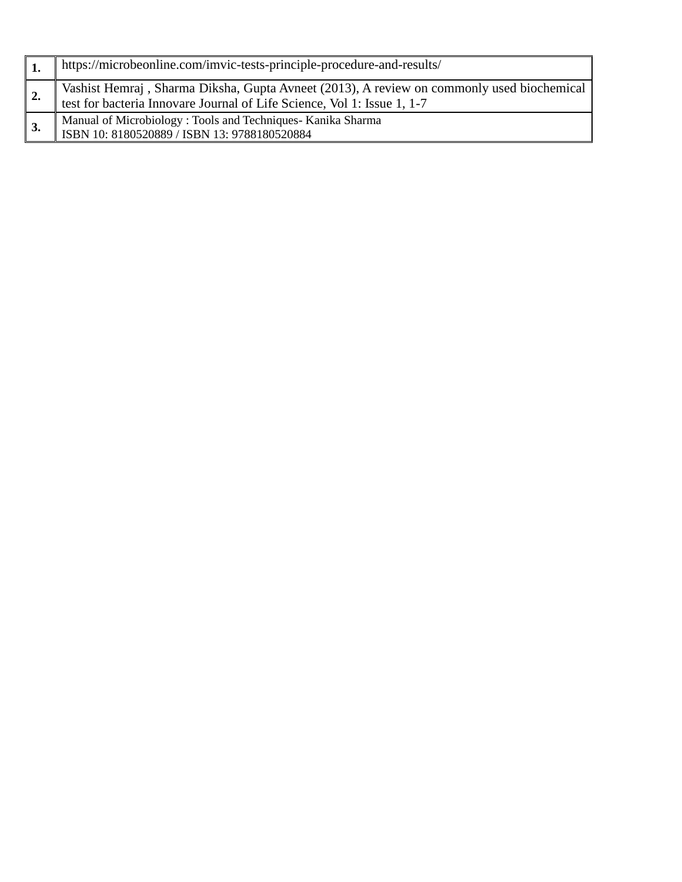| | |
|---|---|
| **1.** | https://microbeonline.com/imvic-tests-principle-procedure-and-results/ |
| **2.** | Vashist Hemraj , Sharma Diksha, Gupta Avneet (2013), A review on commonly used biochemical test for bacteria Innovare Journal of Life Science, Vol 1: Issue 1, 1-7 |
| **3.** | Manual of Microbiology : Tools and Techniques- Kanika Sharma<br>ISBN 10: 8180520889 / ISBN 13: 9788180520884 |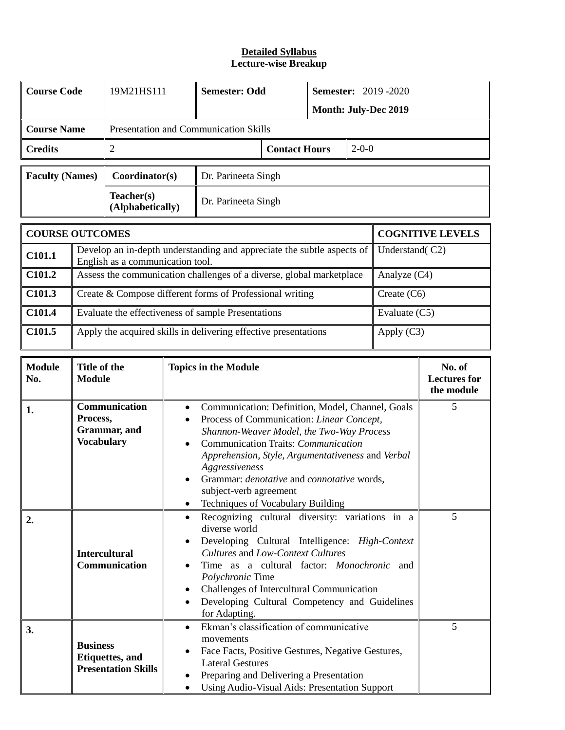**Detailed Syllabus**
**Lecture-wise Breakup**

| Course Code | 19M21HS111 | Semester: Odd | Semester: 2019 -2020 Month: July-Dec 2019 |
|---|---|---|---|
| Course Name | Presentation and Communication Skills | | |
| Credits | 2 | Contact Hours | 2-0-0 |

| Faculty (Names) | Coordinator(s) | Dr. Parineeta Singh |
|---|---|---|
| | Teacher(s) (Alphabetically) | Dr. Parineeta Singh |

| COURSE OUTCOMES | | COGNITIVE LEVELS |
|---|---|---|
| C101.1 | Develop an in-depth understanding and appreciate the subtle aspects of English as a communication tool. | Understand( C2) |
| C101.2 | Assess the communication challenges of a diverse, global marketplace | Analyze (C4) |
| C101.3 | Create & Compose different forms of Professional writing | Create (C6) |
| C101.4 | Evaluate the effectiveness of sample Presentations | Evaluate (C5) |
| C101.5 | Apply the acquired skills in delivering effective presentations | Apply (C3) |

| Module No. | Title of the Module | Topics in the Module | No. of Lectures for the module |
|---|---|---|---|
| 1. | Communication Process, Grammar, and Vocabulary | • Communication: Definition, Model, Channel, Goals<br>• Process of Communication: *Linear Concept, Shannon-Weaver Model, the Two-Way Process*<br>• Communication Traits: *Communication Apprehension, Style, Argumentativeness* and *Verbal Aggressiveness*<br>• Grammar: *denotative* and *connotative* words, subject-verb agreement<br>• Techniques of Vocabulary Building | 5 |
| 2. | Intercultural Communication | • Recognizing cultural diversity: variations in a diverse world<br>• Developing Cultural Intelligence: *High-Context Cultures* and *Low-Context Cultures*<br>• Time as a cultural factor: *Monochronic* and *Polychronic* Time<br>• Challenges of Intercultural Communication<br>• Developing Cultural Competency and Guidelines for Adapting. | 5 |
| 3. | Business Etiquettes, and Presentation Skills | • Ekman's classification of communicative movements<br>• Face Facts, Positive Gestures, Negative Gestures, Lateral Gestures<br>• Preparing and Delivering a Presentation<br>• Using Audio-Visual Aids: Presentation Support | 5 |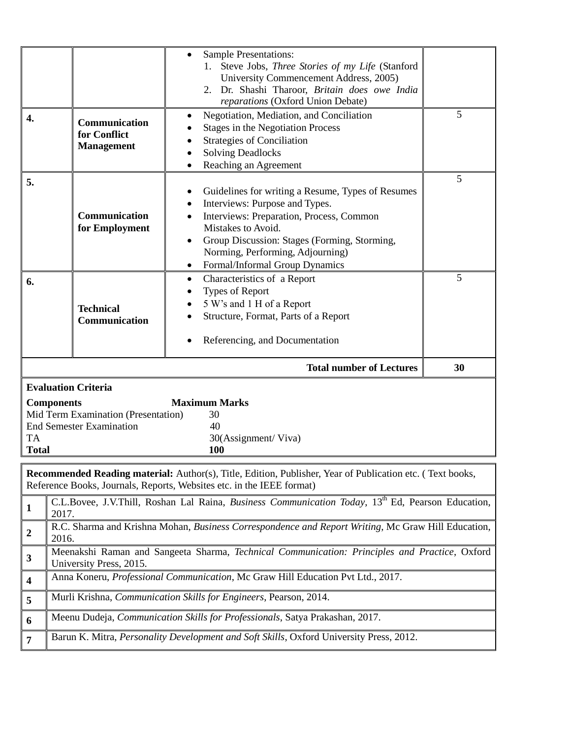| | | | |
|---|---|---|---|
| | | • Sample Presentations:<br>1. Steve Jobs, *Three Stories of my Life* (Stanford University Commencement Address, 2005)<br>2. Dr. Shashi Tharoor, *Britain does owe India reparations* (Oxford Union Debate) | |
| **4.** | **Communication for Conflict Management** | • Negotiation, Mediation, and Conciliation<br>• Stages in the Negotiation Process<br>• Strategies of Conciliation<br>• Solving Deadlocks<br>• Reaching an Agreement | 5 |
| **5.** | **Communication for Employment** | • Guidelines for writing a Resume, Types of Resumes<br>• Interviews: Purpose and Types.<br>• Interviews: Preparation, Process, Common Mistakes to Avoid.<br>• Group Discussion: Stages (Forming, Storming, Norming, Performing, Adjourning)<br>• Formal/Informal Group Dynamics | 5 |
| **6.** | **Technical Communication** | • Characteristics of a Report<br>• Types of Report<br>• 5 W's and 1 H of a Report<br>• Structure, Format, Parts of a Report<br>• Referencing, and Documentation | 5 |
| | | **Total number of Lectures** | **30** |

**Evaluation Criteria**

| **Components** | **Maximum Marks** |
|---|---|
| Mid Term Examination (Presentation) | 30 |
| End Semester Examination | 40 |
| TA | 30(Assignment/ Viva) |
| **Total** | **100** |

**Recommended Reading material:** Author(s), Title, Edition, Publisher, Year of Publication etc. ( Text books, Reference Books, Journals, Reports, Websites etc. in the IEEE format)

| | |
|---|---|
| **1** | C.L.Bovee, J.V.Thill, Roshan Lal Raina, *Business Communication Today*, 13th Ed, Pearson Education, 2017. |
| **2** | R.C. Sharma and Krishna Mohan, *Business Correspondence and Report Writing*, Mc Graw Hill Education, 2016. |
| **3** | Meenakshi Raman and Sangeeta Sharma, *Technical Communication: Principles and Practice*, Oxford University Press, 2015. |
| **4** | Anna Koneru, *Professional Communication*, Mc Graw Hill Education Pvt Ltd., 2017. |
| **5** | Murli Krishna, *Communication Skills for Engineers*, Pearson, 2014. |
| **6** | Meenu Dudeja, *Communication Skills for Professionals*, Satya Prakashan, 2017. |
| **7** | Barun K. Mitra, *Personality Development and Soft Skills*, Oxford University Press, 2012. |